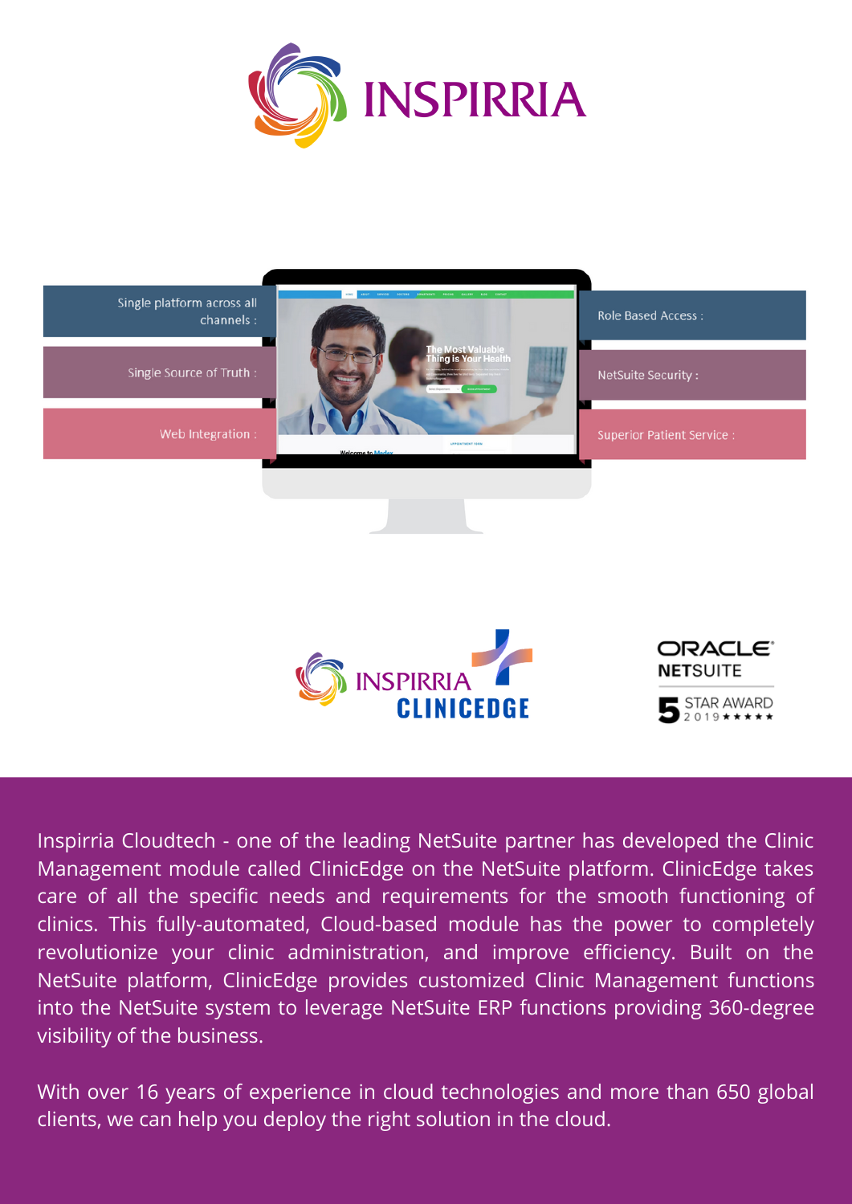# INSPIRRIA

Single platform across all channels :

Single Source of Truth :

Web Integration :

Role Based Access :

NetSuite Security :

Superior Patient Service :

INSPIRRIA CLINICEDGE

ORACLE NETSUITE 5 STAR AWARD 2019 ★★★★★

Inspirria Cloudtech - one of the leading NetSuite partner has developed the Clinic Management module called ClinicEdge on the NetSuite platform. ClinicEdge takes care of all the specific needs and requirements for the smooth functioning of clinics. This fully-automated, Cloud-based module has the power to completely revolutionize your clinic administration, and improve efficiency. Built on the NetSuite platform, ClinicEdge provides customized Clinic Management functions into the NetSuite system to leverage NetSuite ERP functions providing 360-degree visibility of the business.

With over 16 years of experience in cloud technologies and more than 650 global clients, we can help you deploy the right solution in the cloud.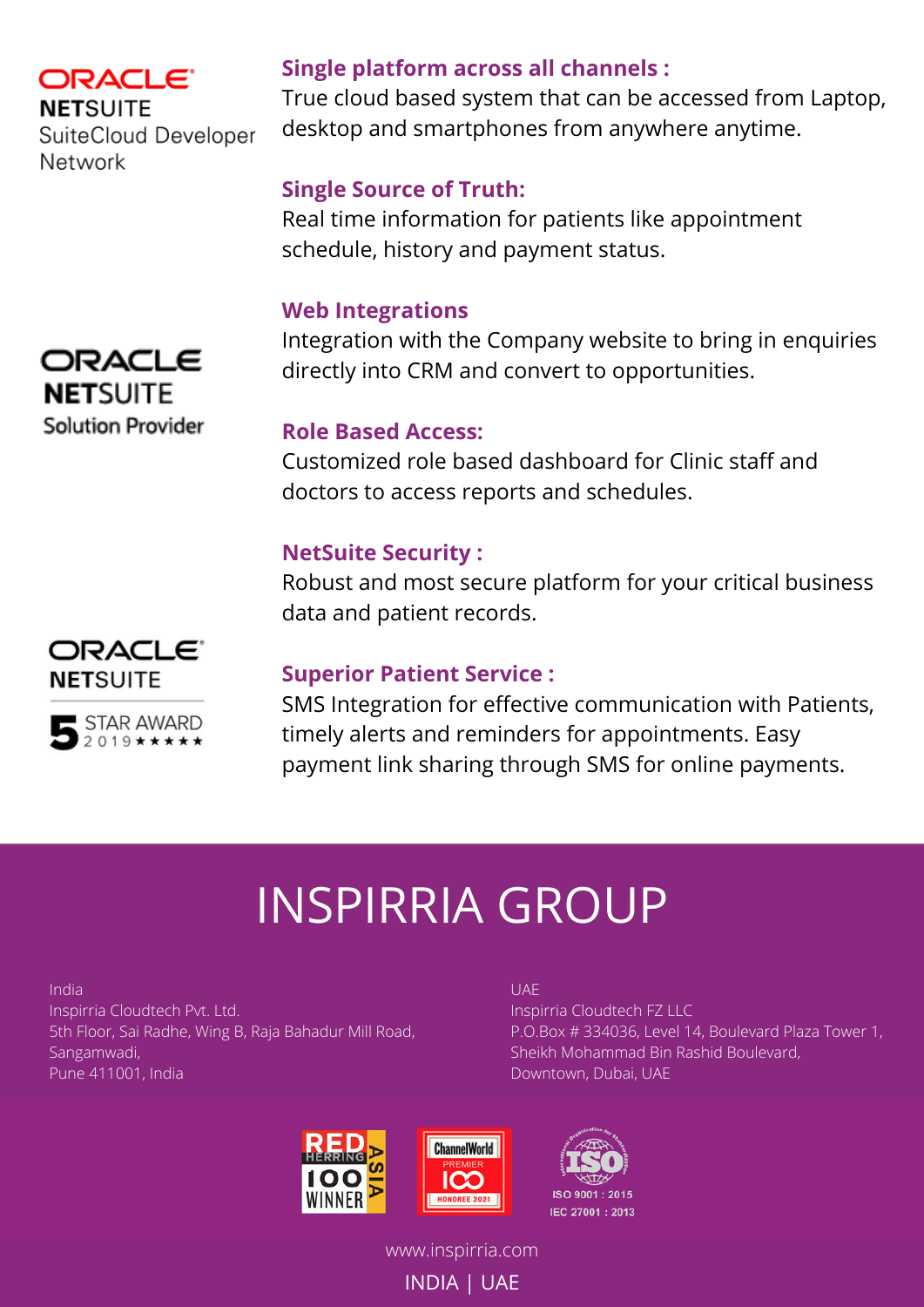ORACLE NETSUITE SuiteCloud Developer Network

ORACLE NETSUITE Solution Provider

ORACLE NETSUITE 5 STAR AWARD 2019 ★★★★★

### Single platform across all channels :

True cloud based system that can be accessed from Laptop, desktop and smartphones from anywhere anytime.

### Single Source of Truth:

Real time information for patients like appointment schedule, history and payment status.

### Web Integrations

Integration with the Company website to bring in enquiries directly into CRM and convert to opportunities.

### Role Based Access:

Customized role based dashboard for Clinic staff and doctors to access reports and schedules.

### NetSuite Security :

Robust and most secure platform for your critical business data and patient records.

### Superior Patient Service :

SMS Integration for effective communication with Patients, timely alerts and reminders for appointments. Easy payment link sharing through SMS for online payments.

# INSPIRRIA GROUP

India
Inspirria Cloudtech Pvt. Ltd.
5th Floor, Sai Radhe, Wing B, Raja Bahadur Mill Road,
Sangamwadi,
Pune 411001, India

UAE
Inspirria Cloudtech FZ LLC
P.O.Box # 334036, Level 14, Boulevard Plaza Tower 1,
Sheikh Mohammad Bin Rashid Boulevard,
Downtown, Dubai, UAE

RED HERRING ASIA 100 WINNER

ChannelWorld PREMIER 100 HONOREE 2021

ISO 9001 : 2015
IEC 27001 : 2013

www.inspirria.com

INDIA | UAE